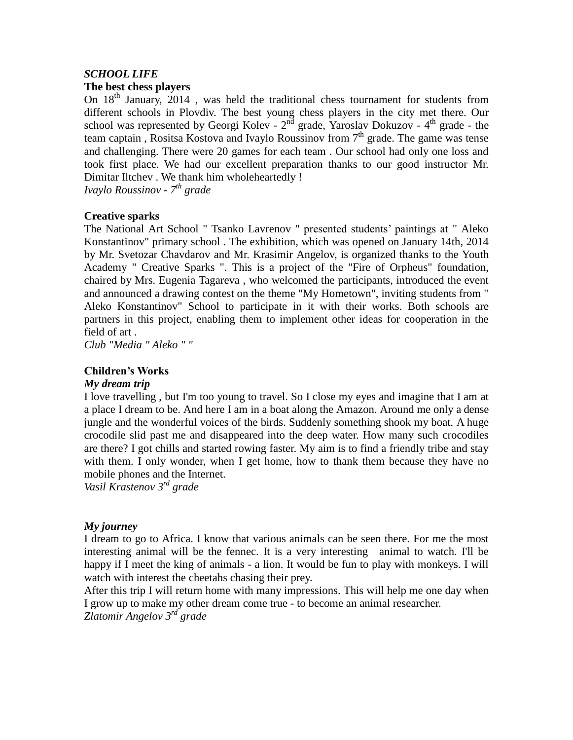*SCHOOL LIFE*

**The best chess players**

On 18th January, 2014 , was held the traditional chess tournament for students from different schools in Plovdiv. The best young chess players in the city met there. Our school was represented by Georgi Kolev - 2nd grade, Yaroslav Dokuzov - 4th grade - the team captain , Rositsa Kostova and Ivaylo Roussinov from 7th grade. The game was tense and challenging. There were 20 games for each team . Our school had only one loss and took first place. We had our excellent preparation thanks to our good instructor Mr. Dimitar Iltchev . We thank him wholeheartedly !

*Ivaylo Roussinov - 7th grade*

**Creative sparks**

The National Art School " Tsanko Lavrenov " presented students' paintings at " Aleko Konstantinov" primary school . The exhibition, which was opened on January 14th, 2014 by Mr. Svetozar Chavdarov and Mr. Krasimir Angelov, is organized thanks to the Youth Academy " Creative Sparks ". This is a project of the "Fire of Orpheus" foundation, chaired by Mrs. Eugenia Tagareva , who welcomed the participants, introduced the event and announced a drawing contest on the theme "My Hometown", inviting students from " Aleko Konstantinov" School to participate in it with their works. Both schools are partners in this project, enabling them to implement other ideas for cooperation in the field of art .

*Club "Media " Aleko " "*

**Children's Works**

***My dream trip***

I love travelling , but I'm too young to travel. So I close my eyes and imagine that I am at a place I dream to be. And here I am in a boat along the Amazon. Around me only a dense jungle and the wonderful voices of the birds. Suddenly something shook my boat. A huge crocodile slid past me and disappeared into the deep water. How many such crocodiles are there? I got chills and started rowing faster. My aim is to find a friendly tribe and stay with them. I only wonder, when I get home, how to thank them because they have no mobile phones and the Internet.

*Vasil Krastenov 3rd grade*

***My journey***

I dream to go to Africa. I know that various animals can be seen there. For me the most interesting animal will be the fennec. It is a very interesting animal to watch. I'll be happy if I meet the king of animals - a lion. It would be fun to play with monkeys. I will watch with interest the cheetahs chasing their prey.

After this trip I will return home with many impressions. This will help me one day when I grow up to make my other dream come true - to become an animal researcher.

*Zlatomir Angelov 3rd grade*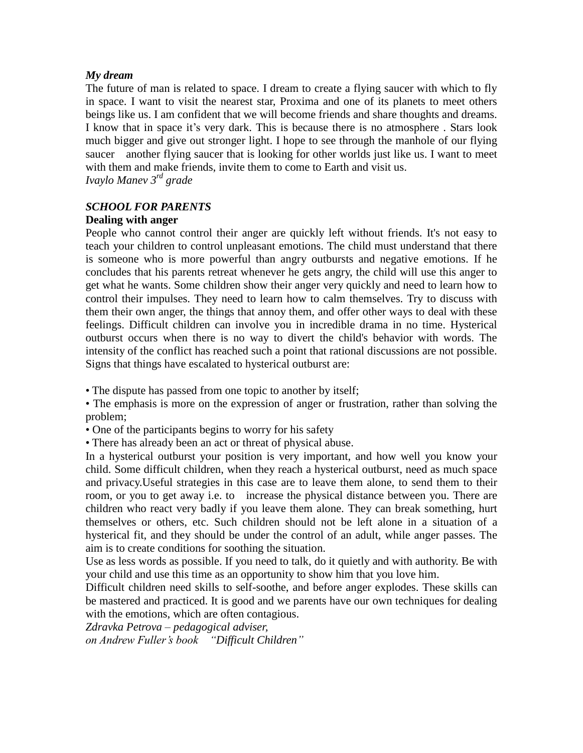***My dream***

The future of man is related to space. I dream to create a flying saucer with which to fly in space. I want to visit the nearest star, Proxima and one of its planets to meet others beings like us. I am confident that we will become friends and share thoughts and dreams. I know that in space it's very dark. This is because there is no atmosphere . Stars look much bigger and give out stronger light. I hope to see through the manhole of our flying saucer another flying saucer that is looking for other worlds just like us. I want to meet with them and make friends, invite them to come to Earth and visit us.

*Ivaylo Manev 3rd grade*

***SCHOOL FOR PARENTS***

**Dealing with anger**

People who cannot control their anger are quickly left without friends. It's not easy to teach your children to control unpleasant emotions. The child must understand that there is someone who is more powerful than angry outbursts and negative emotions. If he concludes that his parents retreat whenever he gets angry, the child will use this anger to get what he wants. Some children show their anger very quickly and need to learn how to control their impulses. They need to learn how to calm themselves. Try to discuss with them their own anger, the things that annoy them, and offer other ways to deal with these feelings. Difficult children can involve you in incredible drama in no time. Hysterical outburst occurs when there is no way to divert the child's behavior with words. The intensity of the conflict has reached such a point that rational discussions are not possible. Signs that things have escalated to hysterical outburst are:

- The dispute has passed from one topic to another by itself;
- The emphasis is more on the expression of anger or frustration, rather than solving the problem;
- One of the participants begins to worry for his safety
- There has already been an act or threat of physical abuse.

In a hysterical outburst your position is very important, and how well you know your child. Some difficult children, when they reach a hysterical outburst, need as much space and privacy.Useful strategies in this case are to leave them alone, to send them to their room, or you to get away i.e. to increase the physical distance between you. There are children who react very badly if you leave them alone. They can break something, hurt themselves or others, etc. Such children should not be left alone in a situation of a hysterical fit, and they should be under the control of an adult, while anger passes. The aim is to create conditions for soothing the situation.

Use as less words as possible. If you need to talk, do it quietly and with authority. Be with your child and use this time as an opportunity to show him that you love him.

Difficult children need skills to self-soothe, and before anger explodes. These skills can be mastered and practiced. It is good and we parents have our own techniques for dealing with the emotions, which are often contagious.

*Zdravka Petrova – pedagogical adviser,*
*on Andrew Fuller's book "Difficult Children"*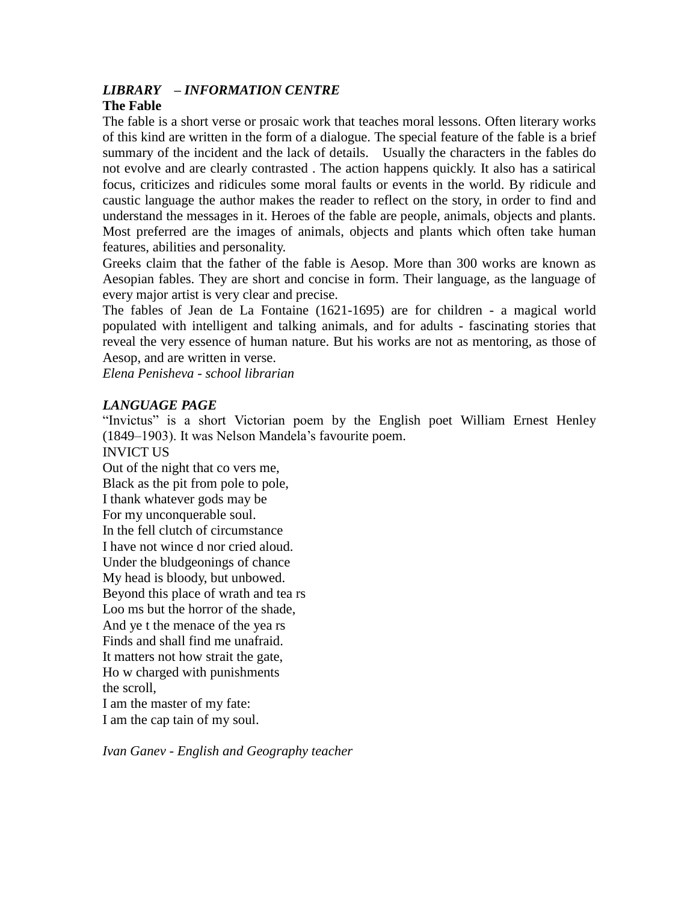***LIBRARY – INFORMATION CENTRE***

**The Fable**

The fable is a short verse or prosaic work that teaches moral lessons. Often literary works of this kind are written in the form of a dialogue. The special feature of the fable is a brief summary of the incident and the lack of details. Usually the characters in the fables do not evolve and are clearly contrasted . The action happens quickly. It also has a satirical focus, criticizes and ridicules some moral faults or events in the world. By ridicule and caustic language the author makes the reader to reflect on the story, in order to find and understand the messages in it. Heroes of the fable are people, animals, objects and plants. Most preferred are the images of animals, objects and plants which often take human features, abilities and personality.

Greeks claim that the father of the fable is Aesop. More than 300 works are known as Aesopian fables. They are short and concise in form. Their language, as the language of every major artist is very clear and precise.

The fables of Jean de La Fontaine (1621-1695) are for children - a magical world populated with intelligent and talking animals, and for adults - fascinating stories that reveal the very essence of human nature. But his works are not as mentoring, as those of Aesop, and are written in verse.

*Elena Penisheva - school librarian*

***LANGUAGE PAGE***

"Invictus" is a short Victorian poem by the English poet William Ernest Henley (1849–1903). It was Nelson Mandela's favourite poem.

INVICT US

Out of the night that co vers me,
Black as the pit from pole to pole,
I thank whatever gods may be
For my unconquerable soul.
In the fell clutch of circumstance
I have not wince d nor cried aloud.
Under the bludgeonings of chance
My head is bloody, but unbowed.
Beyond this place of wrath and tea rs
Loo ms but the horror of the shade,
And ye t the menace of the yea rs
Finds and shall find me unafraid.
It matters not how strait the gate,
Ho w charged with punishments
the scroll,
I am the master of my fate:
I am the cap tain of my soul.

*Ivan Ganev - English and Geography teacher*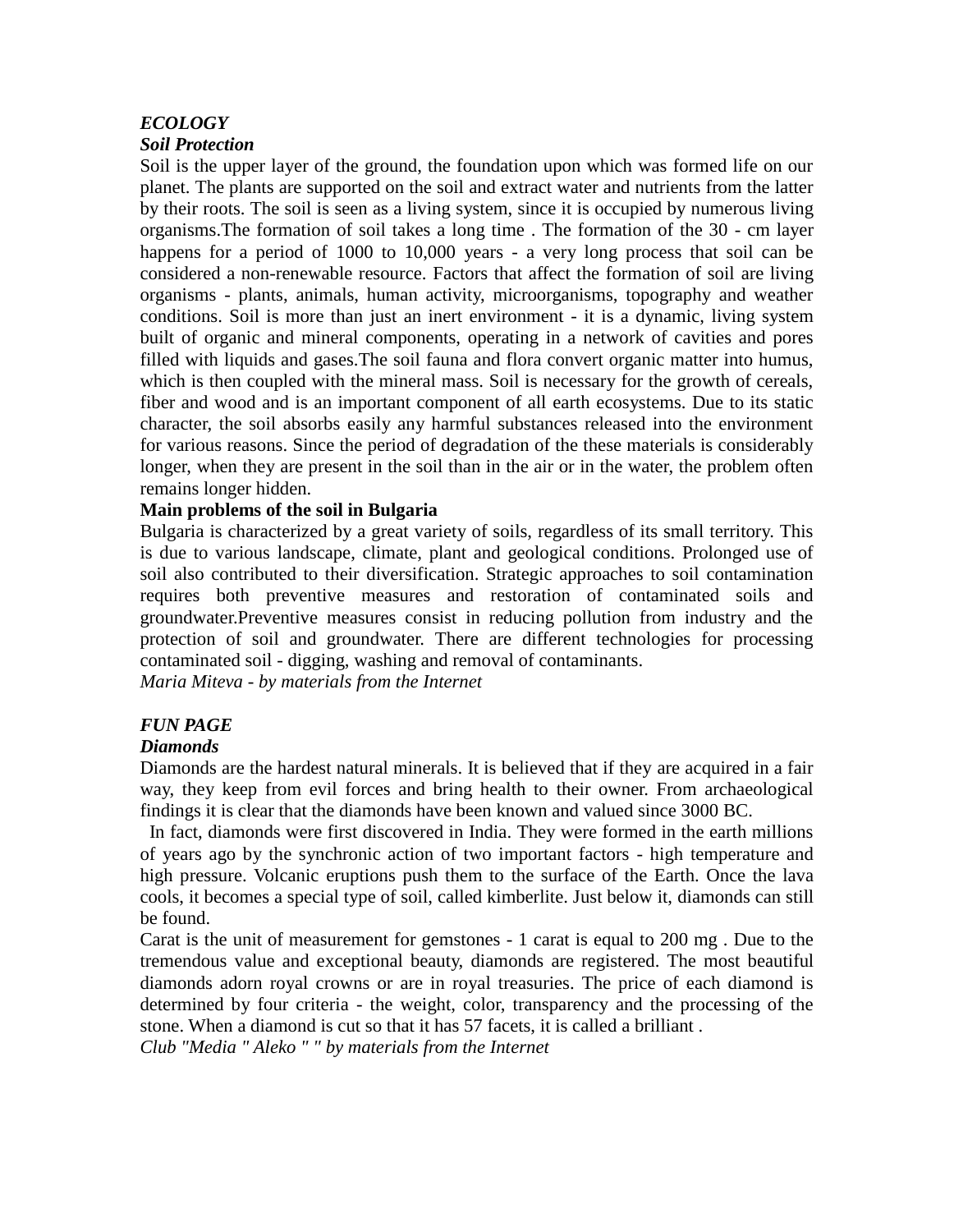***ECOLOGY***

***Soil Protection***

Soil is the upper layer of the ground, the foundation upon which was formed life on our planet. The plants are supported on the soil and extract water and nutrients from the latter by their roots. The soil is seen as a living system, since it is occupied by numerous living organisms.The formation of soil takes a long time . The formation of the 30 - cm layer happens for a period of 1000 to 10,000 years - a very long process that soil can be considered a non-renewable resource. Factors that affect the formation of soil are living organisms - plants, animals, human activity, microorganisms, topography and weather conditions. Soil is more than just an inert environment - it is a dynamic, living system built of organic and mineral components, operating in a network of cavities and pores filled with liquids and gases.The soil fauna and flora convert organic matter into humus, which is then coupled with the mineral mass. Soil is necessary for the growth of cereals, fiber and wood and is an important component of all earth ecosystems. Due to its static character, the soil absorbs easily any harmful substances released into the environment for various reasons. Since the period of degradation of the these materials is considerably longer, when they are present in the soil than in the air or in the water, the problem often remains longer hidden.

**Main problems of the soil in Bulgaria**

Bulgaria is characterized by a great variety of soils, regardless of its small territory. This is due to various landscape, climate, plant and geological conditions. Prolonged use of soil also contributed to their diversification. Strategic approaches to soil contamination requires both preventive measures and restoration of contaminated soils and groundwater.Preventive measures consist in reducing pollution from industry and the protection of soil and groundwater. There are different technologies for processing contaminated soil - digging, washing and removal of contaminants.

*Maria Miteva - by materials from the Internet*

***FUN PAGE***

***Diamonds***

Diamonds are the hardest natural minerals. It is believed that if they are acquired in a fair way, they keep from evil forces and bring health to their owner. From archaeological findings it is clear that the diamonds have been known and valued since 3000 BC.

In fact, diamonds were first discovered in India. They were formed in the earth millions of years ago by the synchronic action of two important factors - high temperature and high pressure. Volcanic eruptions push them to the surface of the Earth. Once the lava cools, it becomes a special type of soil, called kimberlite. Just below it, diamonds can still be found.

Carat is the unit of measurement for gemstones - 1 carat is equal to 200 mg . Due to the tremendous value and exceptional beauty, diamonds are registered. The most beautiful diamonds adorn royal crowns or are in royal treasuries. The price of each diamond is determined by four criteria - the weight, color, transparency and the processing of the stone. When a diamond is cut so that it has 57 facets, it is called a brilliant .

*Club "Media " Aleko " " by materials from the Internet*